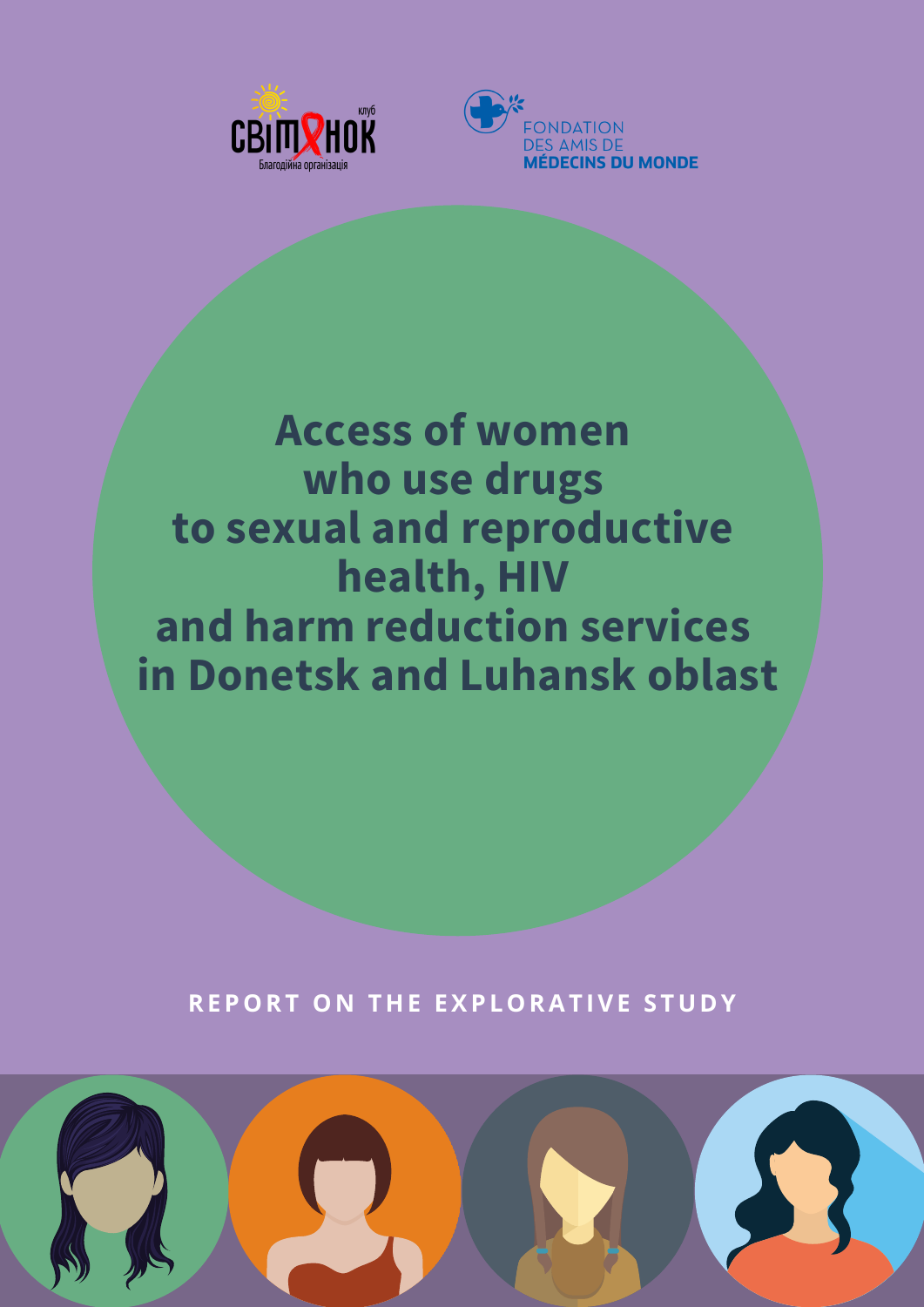клуб СВІТАНОК

Благодійна організація

FONDATION DES AMIS DE MÉDECINS DU MONDE

# Access of women who use drugs to sexual and reproductive health, HIV and harm reduction services in Donetsk and Luhansk oblast

**REPORT ON THE EXPLORATIVE STUDY**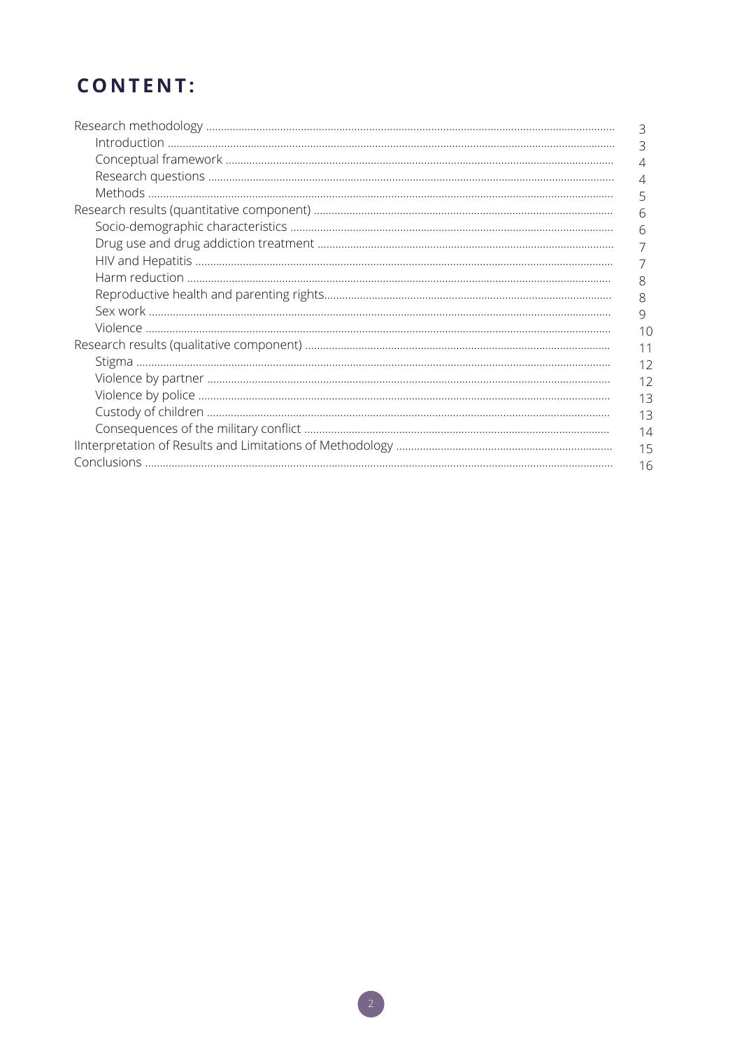# CONTENT:

- Research methodology ........ 3
  - Introduction ........ 3
  - Conceptual framework ........ 4
  - Research questions ........ 4
  - Methods ........ 5
- Research results (quantitative component) ........ 6
  - Socio-demographic characteristics ........ 6
  - Drug use and drug addiction treatment ........ 7
  - HIV and Hepatitis ........ 7
  - Harm reduction ........ 8
  - Reproductive health and parenting rights........ 8
  - Sex work ........ 9
  - Violence ........ 10
- Research results (qualitative component) ........ 11
  - Stigma ........ 12
  - Violence by partner ........ 12
  - Violence by police ........ 13
  - Custody of children ........ 13
  - Consequences of the military conflict ........ 14
- IInterpretation of Results and Limitations of Methodology ........ 15
- Conclusions ........ 16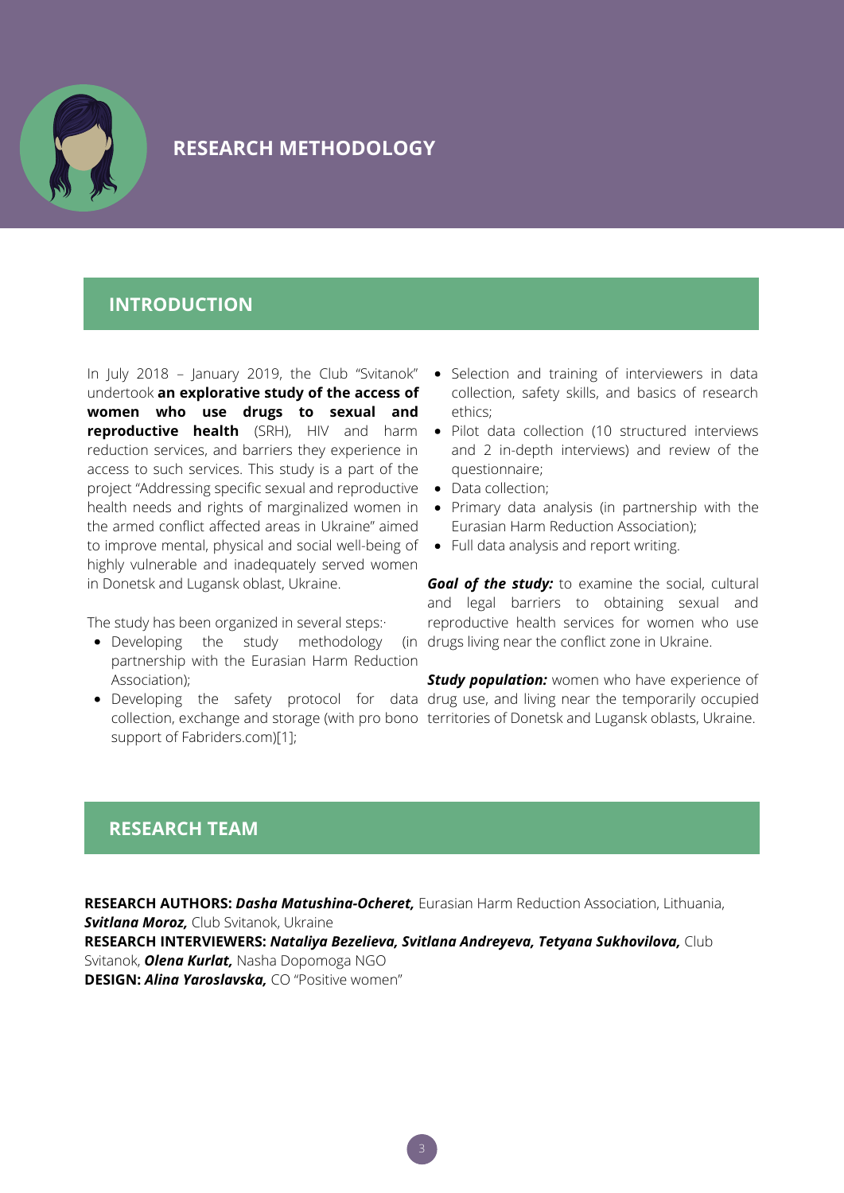# RESEARCH METHODOLOGY

## INTRODUCTION

In July 2018 – January 2019, the Club "Svitanok" undertook **an explorative study of the access of women who use drugs to sexual and reproductive health** (SRH), HIV and harm reduction services, and barriers they experience in access to such services. This study is a part of the project "Addressing specific sexual and reproductive health needs and rights of marginalized women in the armed conflict affected areas in Ukraine" aimed to improve mental, physical and social well-being of highly vulnerable and inadequately served women in Donetsk and Lugansk oblast, Ukraine.

The study has been organized in several steps:·

- Developing the study methodology (in partnership with the Eurasian Harm Reduction Association);
- Developing the safety protocol for data collection, exchange and storage (with pro bono support of Fabriders.com)[1];
- Selection and training of interviewers in data collection, safety skills, and basics of research ethics;
- Pilot data collection (10 structured interviews and 2 in-depth interviews) and review of the questionnaire;
- Data collection;
- Primary data analysis (in partnership with the Eurasian Harm Reduction Association);
- Full data analysis and report writing.

***Goal of the study:*** to examine the social, cultural and legal barriers to obtaining sexual and reproductive health services for women who use drugs living near the conflict zone in Ukraine.

***Study population:*** women who have experience of drug use, and living near the temporarily occupied territories of Donetsk and Lugansk oblasts, Ukraine.

## RESEARCH TEAM

**RESEARCH AUTHORS:** ***Dasha Matushina-Ocheret,*** Eurasian Harm Reduction Association, Lithuania, ***Svitlana Moroz,*** Club Svitanok, Ukraine
**RESEARCH INTERVIEWERS:** ***Nataliya Bezelieva, Svitlana Andreyeva, Tetyana Sukhovilova,*** Club Svitanok, ***Olena Kurlat,*** Nasha Dopomoga NGO
**DESIGN:** ***Alina Yaroslavska,*** CO "Positive women"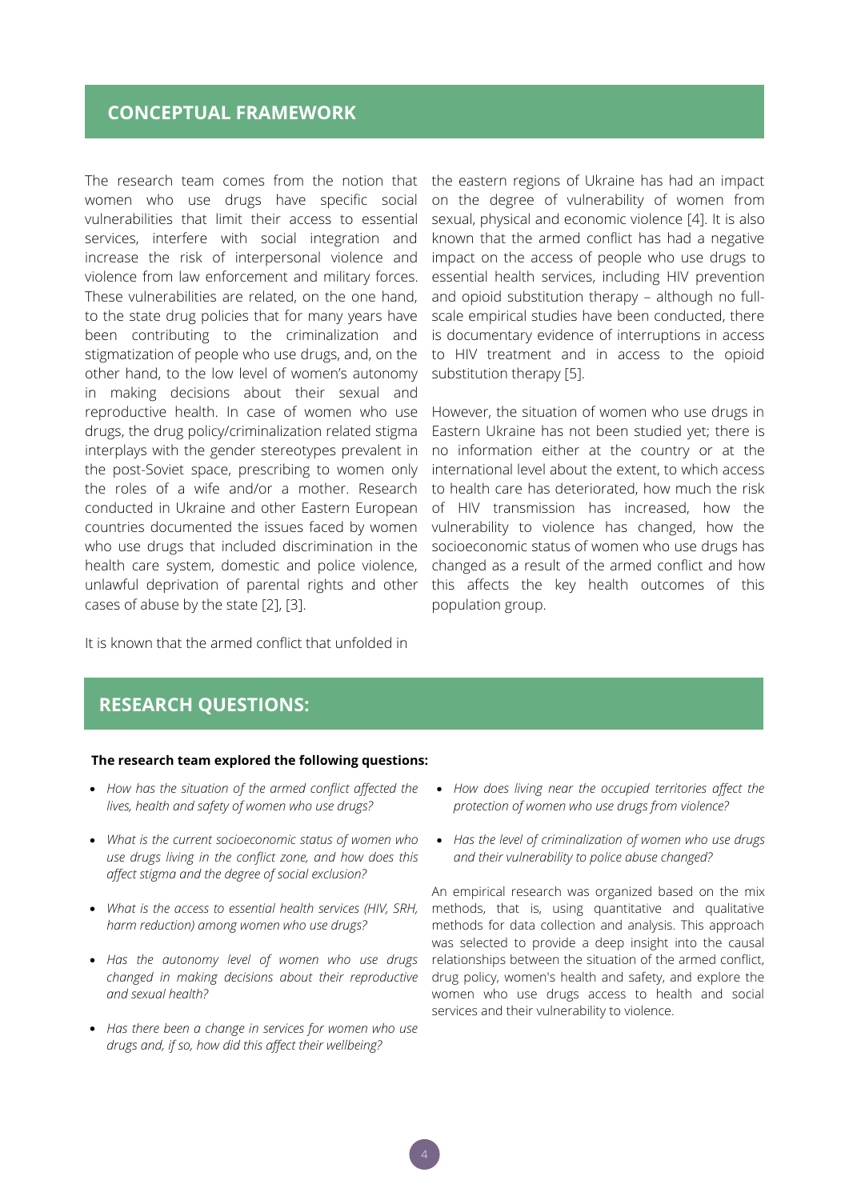## CONCEPTUAL FRAMEWORK

The research team comes from the notion that women who use drugs have specific social vulnerabilities that limit their access to essential services, interfere with social integration and increase the risk of interpersonal violence and violence from law enforcement and military forces. These vulnerabilities are related, on the one hand, to the state drug policies that for many years have been contributing to the criminalization and stigmatization of people who use drugs, and, on the other hand, to the low level of women's autonomy in making decisions about their sexual and reproductive health. In case of women who use drugs, the drug policy/criminalization related stigma interplays with the gender stereotypes prevalent in the post-Soviet space, prescribing to women only the roles of a wife and/or a mother. Research conducted in Ukraine and other Eastern European countries documented the issues faced by women who use drugs that included discrimination in the health care system, domestic and police violence, unlawful deprivation of parental rights and other cases of abuse by the state [2], [3].

It is known that the armed conflict that unfolded in the eastern regions of Ukraine has had an impact on the degree of vulnerability of women from sexual, physical and economic violence [4]. It is also known that the armed conflict has had a negative impact on the access of people who use drugs to essential health services, including HIV prevention and opioid substitution therapy – although no full-scale empirical studies have been conducted, there is documentary evidence of interruptions in access to HIV treatment and in access to the opioid substitution therapy [5].

However, the situation of women who use drugs in Eastern Ukraine has not been studied yet; there is no information either at the country or at the international level about the extent, to which access to health care has deteriorated, how much the risk of HIV transmission has increased, how the vulnerability to violence has changed, how the socioeconomic status of women who use drugs has changed as a result of the armed conflict and how this affects the key health outcomes of this population group.

## RESEARCH QUESTIONS:

**The research team explored the following questions:**

- *How has the situation of the armed conflict affected the lives, health and safety of women who use drugs?*
- *What is the current socioeconomic status of women who use drugs living in the conflict zone, and how does this affect stigma and the degree of social exclusion?*
- *What is the access to essential health services (HIV, SRH, harm reduction) among women who use drugs?*
- *Has the autonomy level of women who use drugs changed in making decisions about their reproductive and sexual health?*
- *Has there been a change in services for women who use drugs and, if so, how did this affect their wellbeing?*
- *How does living near the occupied territories affect the protection of women who use drugs from violence?*
- *Has the level of criminalization of women who use drugs and their vulnerability to police abuse changed?*

An empirical research was organized based on the mix methods, that is, using quantitative and qualitative methods for data collection and analysis. This approach was selected to provide a deep insight into the causal relationships between the situation of the armed conflict, drug policy, women's health and safety, and explore the women who use drugs access to health and social services and their vulnerability to violence.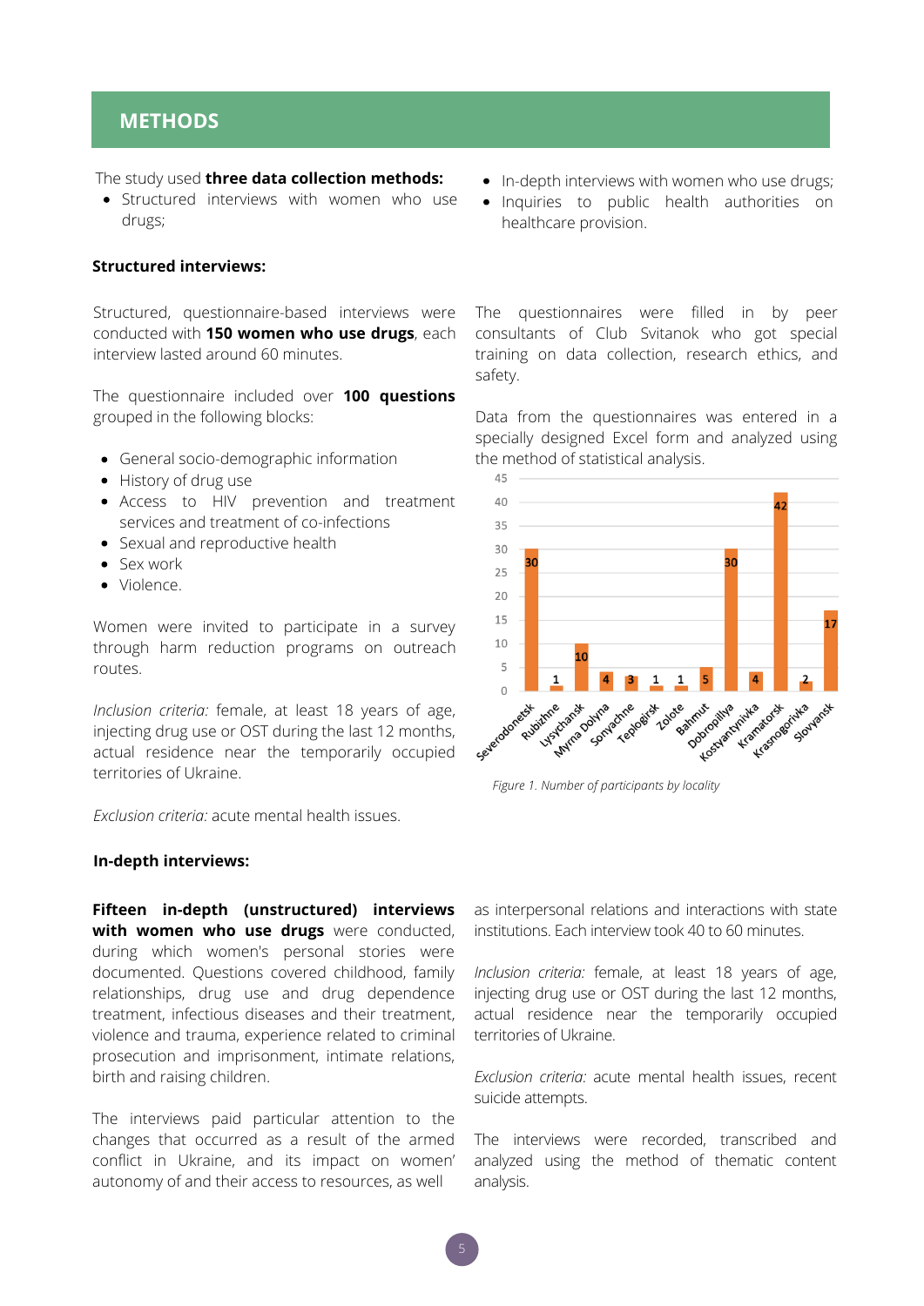## METHODS

The study used **three data collection methods:**

- Structured interviews with women who use drugs;
- In-depth interviews with women who use drugs;
- Inquiries to public health authorities on healthcare provision.

### Structured interviews:

Structured, questionnaire-based interviews were conducted with **150 women who use drugs**, each interview lasted around 60 minutes.

The questionnaire included over **100 questions** grouped in the following blocks:

- General socio-demographic information
- History of drug use
- Access to HIV prevention and treatment services and treatment of co-infections
- Sexual and reproductive health
- Sex work
- Violence.

Women were invited to participate in a survey through harm reduction programs on outreach routes.

*Inclusion criteria:* female, at least 18 years of age, injecting drug use or OST during the last 12 months, actual residence near the temporarily occupied territories of Ukraine.

*Exclusion criteria:* acute mental health issues.

The questionnaires were filled in by peer consultants of Club Svitanok who got special training on data collection, research ethics, and safety.

Data from the questionnaires was entered in a specially designed Excel form and analyzed using the method of statistical analysis.

45
40
35
30
25
20
15
10
5
0

30 1 10 4 3 1 1 5 30 4 42 2 17

Severodonetsk Rubizhne Lysychansk Myrna Dolyna Sonyachne Teplogirsk Zolote Bahmut Dobropillya Kostyantynivka Kramatorsk Krasnogorivka Slovyansk

*Figure 1. Number of participants by locality*

### In-depth interviews:

**Fifteen in-depth (unstructured) interviews with women who use drugs** were conducted, during which women's personal stories were documented. Questions covered childhood, family relationships, drug use and drug dependence treatment, infectious diseases and their treatment, violence and trauma, experience related to criminal prosecution and imprisonment, intimate relations, birth and raising children.

The interviews paid particular attention to the changes that occurred as a result of the armed conflict in Ukraine, and its impact on women' autonomy of and their access to resources, as well as interpersonal relations and interactions with state institutions. Each interview took 40 to 60 minutes.

*Inclusion criteria:* female, at least 18 years of age, injecting drug use or OST during the last 12 months, actual residence near the temporarily occupied territories of Ukraine.

*Exclusion criteria:* acute mental health issues, recent suicide attempts.

The interviews were recorded, transcribed and analyzed using the method of thematic content analysis.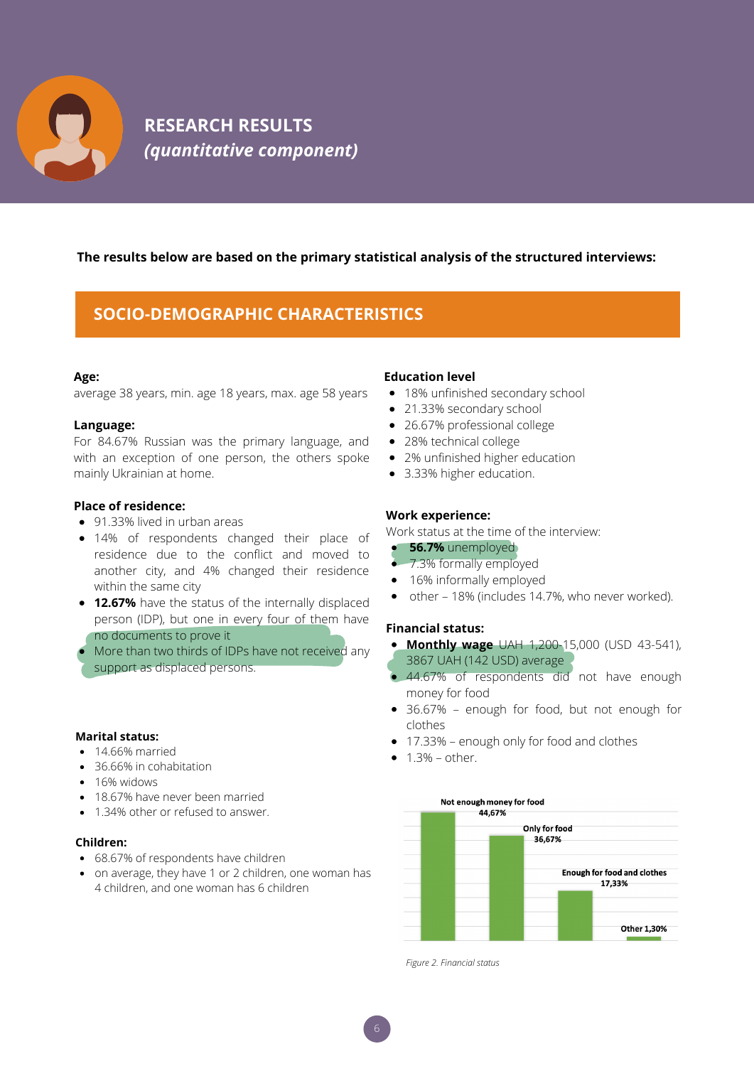# RESEARCH RESULTS
## *(quantitative component)*

**The results below are based on the primary statistical analysis of the structured interviews:**

## SOCIO-DEMOGRAPHIC CHARACTERISTICS

**Age:**
average 38 years, min. age 18 years, max. age 58 years

**Language:**
For 84.67% Russian was the primary language, and with an exception of one person, the others spoke mainly Ukrainian at home.

**Place of residence:**

- 91.33% lived in urban areas
- 14% of respondents changed their place of residence due to the conflict and moved to another city, and 4% changed their residence within the same city
- **12.67%** have the status of the internally displaced person (IDP), but one in every four of them have no documents to prove it
- More than two thirds of IDPs have not received any support as displaced persons.

**Marital status:**

- 14.66% married
- 36.66% in cohabitation
- 16% widows
- 18.67% have never been married
- 1.34% other or refused to answer.

**Children:**

- 68.67% of respondents have children
- on average, they have 1 or 2 children, one woman has 4 children, and one woman has 6 children

**Education level**

- 18% unfinished secondary school
- 21.33% secondary school
- 26.67% professional college
- 28% technical college
- 2% unfinished higher education
- 3.33% higher education.

**Work experience:**
Work status at the time of the interview:

- **56.7%** unemployed
- 7.3% formally employed
- 16% informally employed
- other – 18% (includes 14.7%, who never worked).

**Financial status:**

- **Monthly wage** UAH 1,200-15,000 (USD 43-541), 3867 UAH (142 USD) average
- 44.67% of respondents did not have enough money for food
- 36.67% – enough for food, but not enough for clothes
- 17.33% – enough only for food and clothes
- 1.3% – other.

Not enough money for food
44,67%
Only for food
36,67%
Enough for food and clothes
17,33%
Other 1,30%

*Figure 2. Financial status*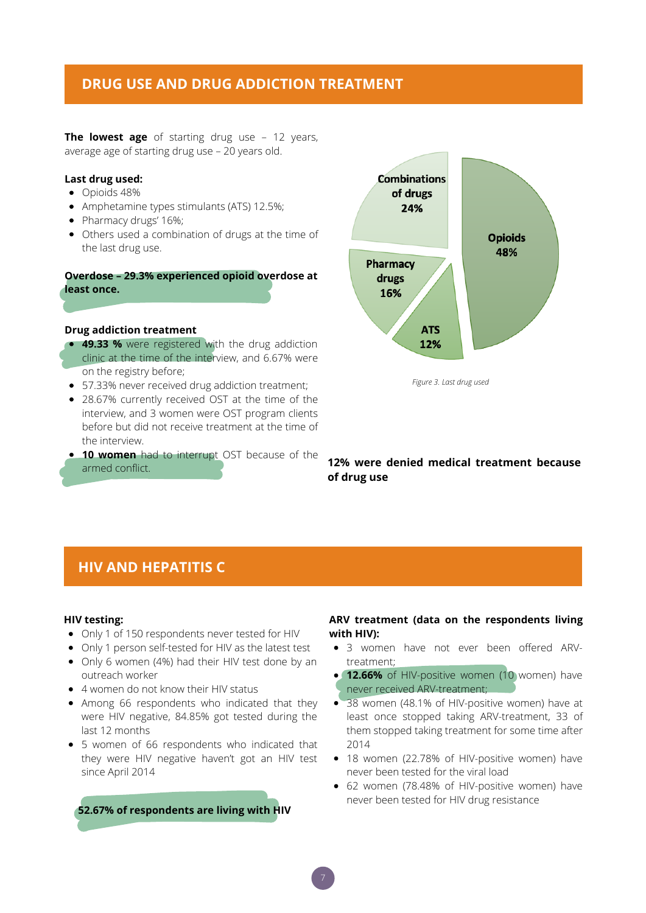## DRUG USE AND DRUG ADDICTION TREATMENT

**The lowest age** of starting drug use – 12 years, average age of starting drug use – 20 years old.

**Last drug used:**

- Opioids 48%
- Amphetamine types stimulants (ATS) 12.5%;
- Pharmacy drugs' 16%;
- Others used a combination of drugs at the time of the last drug use.

**Overdose – 29.3% experienced opioid overdose at least once.**

**Drug addiction treatment**

- **49.33 %** were registered with the drug addiction clinic at the time of the interview, and 6.67% were on the registry before;
- 57.33% never received drug addiction treatment;
- 28.67% currently received OST at the time of the interview, and 3 women were OST program clients before but did not receive treatment at the time of the interview.
- **10 women** had to interrupt OST because of the armed conflict.

Combinations of drugs
24%

Opioids
48%

Pharmacy drugs
16%

ATS
12%

*Figure 3. Last drug used*

**12% were denied medical treatment because of drug use**

## HIV AND HEPATITIS C

**HIV testing:**

- Only 1 of 150 respondents never tested for HIV
- Only 1 person self-tested for HIV as the latest test
- Only 6 women (4%) had their HIV test done by an outreach worker
- 4 women do not know their HIV status
- Among 66 respondents who indicated that they were HIV negative, 84.85% got tested during the last 12 months
- 5 women of 66 respondents who indicated that they were HIV negative haven't got an HIV test since April 2014

**52.67% of respondents are living with HIV**

**ARV treatment (data on the respondents living with HIV):**

- 3 women have not ever been offered ARV-treatment;
- **12.66%** of HIV-positive women (10 women) have never received ARV-treatment;
- 38 women (48.1% of HIV-positive women) have at least once stopped taking ARV-treatment, 33 of them stopped taking treatment for some time after 2014
- 18 women (22.78% of HIV-positive women) have never been tested for the viral load
- 62 women (78.48% of HIV-positive women) have never been tested for HIV drug resistance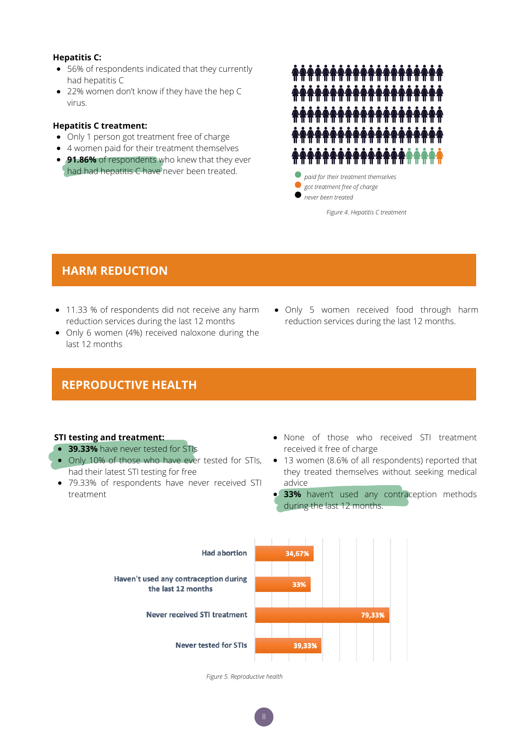**Hepatitis C:**

- 56% of respondents indicated that they currently had hepatitis C
- 22% women don't know if they have the hep C virus.

**Hepatitis C treatment:**

- Only 1 person got treatment free of charge
- 4 women paid for their treatment themselves
- **91.86%** of respondents who knew that they ever had had hepatitis C have never been treated.

paid for their treatment themselves

got treatment free of charge

never been treated

*Figure 4. Hepatitis C treatment*

## HARM REDUCTION

- 11.33 % of respondents did not receive any harm reduction services during the last 12 months
- Only 6 women (4%) received naloxone during the last 12 months
- Only 5 women received food through harm reduction services during the last 12 months.

## REPRODUCTIVE HEALTH

**STI testing and treatment:**

- **39.33%** have never tested for STIs
- Only 10% of those who have ever tested for STIs, had their latest STI testing for free
- 79.33% of respondents have never received STI treatment
- None of those who received STI treatment received it free of charge
- 13 women (8.6% of all respondents) reported that they treated themselves without seeking medical advice
- **33%** haven't used any contraception methods during the last 12 months.

Had abortion 34,67%

Haven't used any contraception during the last 12 months 33%

Never received STI treatment 79,33%

Never tested for STIs 39,33%

*Figure 5. Reproductive health*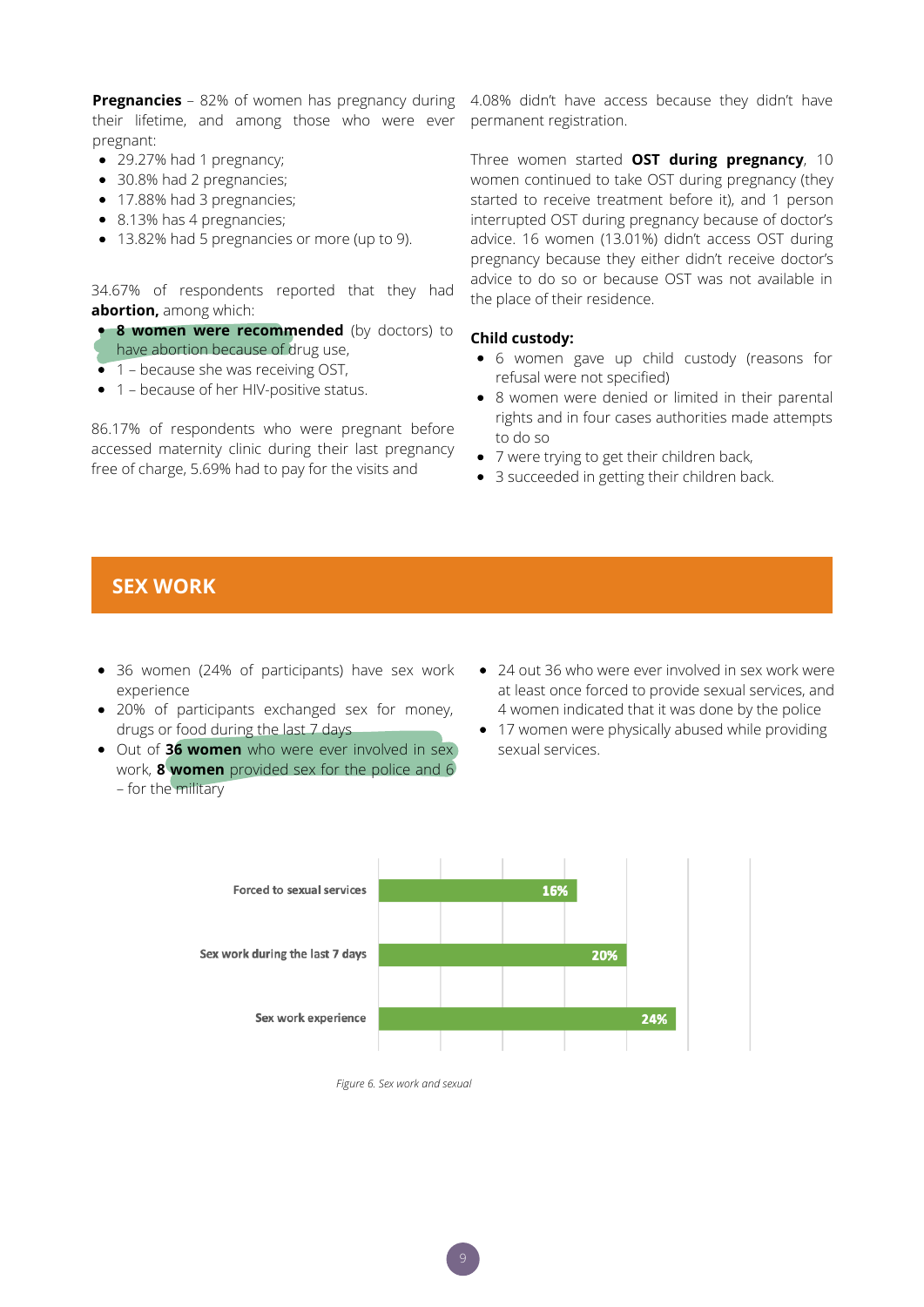**Pregnancies** – 82% of women has pregnancy during their lifetime, and among those who were ever pregnant:

- 29.27% had 1 pregnancy;
- 30.8% had 2 pregnancies;
- 17.88% had 3 pregnancies;
- 8.13% has 4 pregnancies;
- 13.82% had 5 pregnancies or more (up to 9).

34.67% of respondents reported that they had **abortion,** among which:

- **8 women were recommended** (by doctors) to have abortion because of drug use,
- 1 – because she was receiving OST,
- 1 – because of her HIV-positive status.

86.17% of respondents who were pregnant before accessed maternity clinic during their last pregnancy free of charge, 5.69% had to pay for the visits and 4.08% didn't have access because they didn't have permanent registration.

Three women started **OST during pregnancy**, 10 women continued to take OST during pregnancy (they started to receive treatment before it), and 1 person interrupted OST during pregnancy because of doctor's advice. 16 women (13.01%) didn't access OST during pregnancy because they either didn't receive doctor's advice to do so or because OST was not available in the place of their residence.

**Child custody:**

- 6 women gave up child custody (reasons for refusal were not specified)
- 8 women were denied or limited in their parental rights and in four cases authorities made attempts to do so
- 7 were trying to get their children back,
- 3 succeeded in getting their children back.

## SEX WORK

- 36 women (24% of participants) have sex work experience
- 20% of participants exchanged sex for money, drugs or food during the last 7 days
- Out of **36 women** who were ever involved in sex work, **8 women** provided sex for the police and 6 – for the military
- 24 out 36 who were ever involved in sex work were at least once forced to provide sexual services, and 4 women indicated that it was done by the police
- 17 women were physically abused while providing sexual services.

Forced to sexual services 16%
Sex work during the last 7 days 20%
Sex work experience 24%

*Figure 6. Sex work and sexual*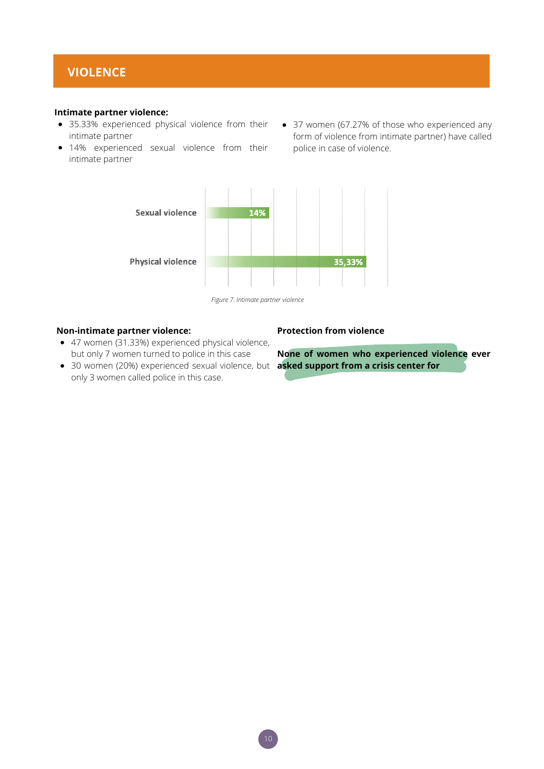## VIOLENCE

**Intimate partner violence:**

- 35.33% experienced physical violence from their intimate partner
- 14% experienced sexual violence from their intimate partner
- 37 women (67.27% of those who experienced any form of violence from intimate partner) have called police in case of violence.

Sexual violence
14%
Physical violence
35,33%

*Figure 7. Intimate partner violence*

**Non-intimate partner violence:**

- 47 women (31.33%) experienced physical violence, but only 7 women turned to police in this case
- 30 women (20%) experienced sexual violence, but only 3 women called police in this case.

**Protection from violence**

**None of women who experienced violence ever asked support from a crisis center for**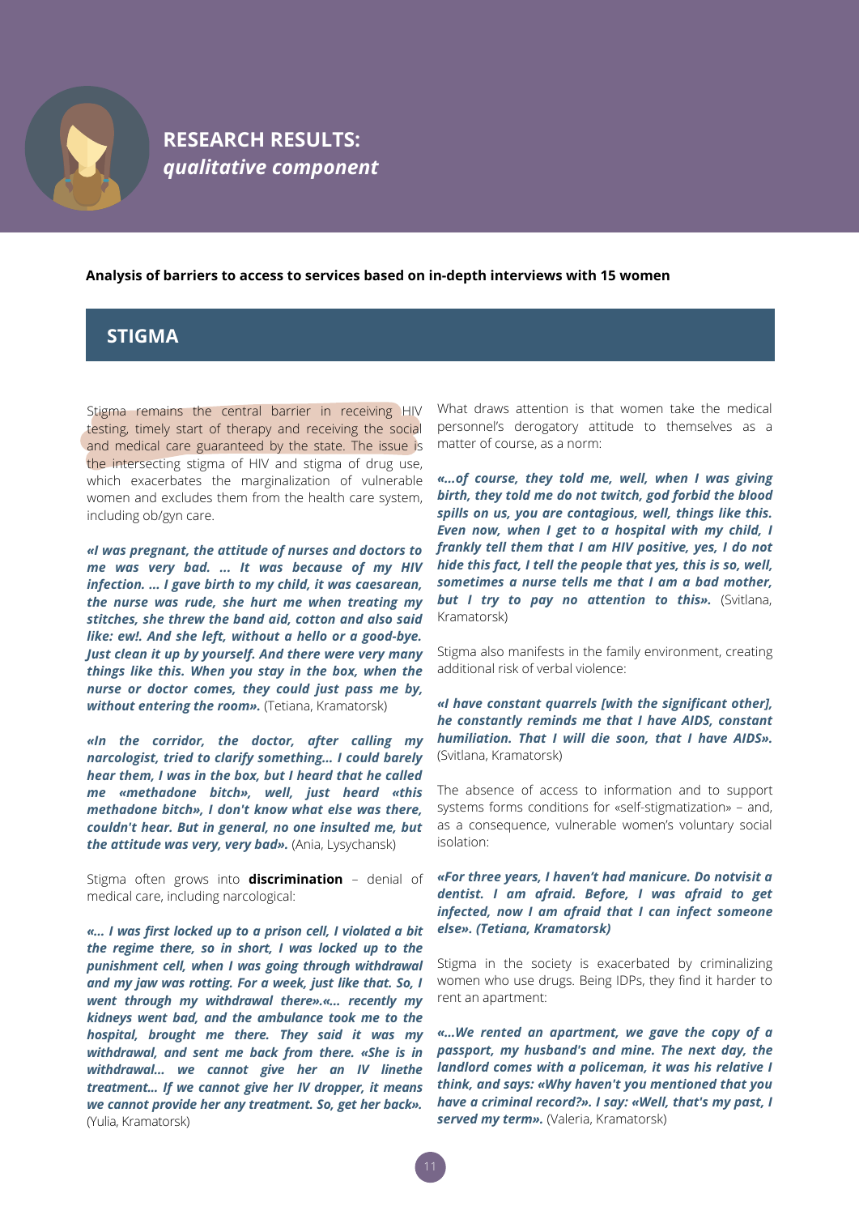# RESEARCH RESULTS: *qualitative component*

**Analysis of barriers to access to services based on in-depth interviews with 15 women**

## STIGMA

Stigma remains the central barrier in receiving HIV testing, timely start of therapy and receiving the social and medical care guaranteed by the state. The issue is the intersecting stigma of HIV and stigma of drug use, which exacerbates the marginalization of vulnerable women and excludes them from the health care system, including ob/gyn care.

***«I was pregnant, the attitude of nurses and doctors to me was very bad. ... It was because of my HIV infection. ... I gave birth to my child, it was caesarean, the nurse was rude, she hurt me when treating my stitches, she threw the band aid, cotton and also said like: ew!. And she left, without a hello or a good-bye. Just clean it up by yourself. And there were very many things like this. When you stay in the box, when the nurse or doctor comes, they could just pass me by, without entering the room».*** (Tetiana, Kramatorsk)

***«In the corridor, the doctor, after calling my narcologist, tried to clarify something... I could barely hear them, I was in the box, but I heard that he called me «methadone bitch», well, just heard «this methadone bitch», I don't know what else was there, couldn't hear. But in general, no one insulted me, but the attitude was very, very bad».*** (Ania, Lysychansk)

Stigma often grows into **discrimination** – denial of medical care, including narcological:

***«... I was first locked up to a prison cell, I violated a bit the regime there, so in short, I was locked up to the punishment cell, when I was going through withdrawal and my jaw was rotting. For a week, just like that. So, I went through my withdrawal there».«... recently my kidneys went bad, and the ambulance took me to the hospital, brought me there. They said it was my withdrawal, and sent me back from there. «She is in withdrawal... we cannot give her an IV linethe treatment... If we cannot give her IV dropper, it means we cannot provide her any treatment. So, get her back».*** (Yulia, Kramatorsk)

What draws attention is that women take the medical personnel's derogatory attitude to themselves as a matter of course, as a norm:

***«...of course, they told me, well, when I was giving birth, they told me do not twitch, god forbid the blood spills on us, you are contagious, well, things like this. Even now, when I get to a hospital with my child, I frankly tell them that I am HIV positive, yes, I do not hide this fact, I tell the people that yes, this is so, well, sometimes a nurse tells me that I am a bad mother, but I try to pay no attention to this».*** (Svitlana, Kramatorsk)

Stigma also manifests in the family environment, creating additional risk of verbal violence:

***«I have constant quarrels [with the significant other], he constantly reminds me that I have AIDS, constant humiliation. That I will die soon, that I have AIDS».*** (Svitlana, Kramatorsk)

The absence of access to information and to support systems forms conditions for «self-stigmatization» – and, as a consequence, vulnerable women's voluntary social isolation:

***«For three years, I haven't had manicure. Do notvisit a dentist. I am afraid. Before, I was afraid to get infected, now I am afraid that I can infect someone else». (Tetiana, Kramatorsk)***

Stigma in the society is exacerbated by criminalizing women who use drugs. Being IDPs, they find it harder to rent an apartment:

***«...We rented an apartment, we gave the copy of a passport, my husband's and mine. The next day, the landlord comes with a policeman, it was his relative I think, and says: «Why haven't you mentioned that you have a criminal record?». I say: «Well, that's my past, I served my term».*** (Valeria, Kramatorsk)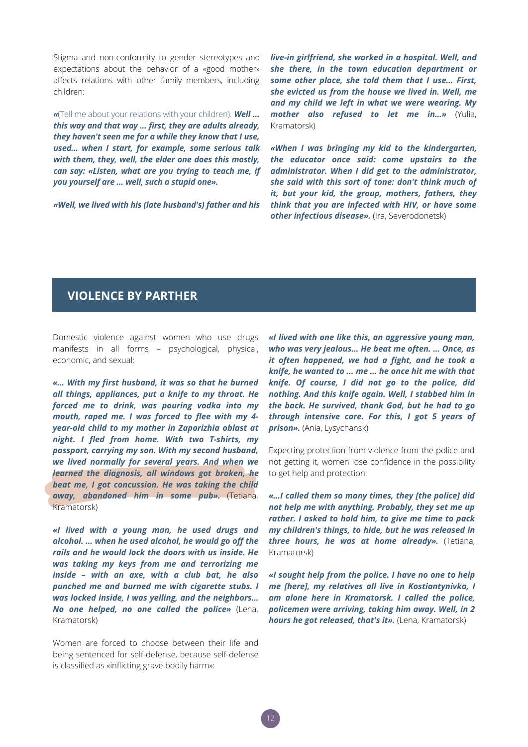Stigma and non-conformity to gender stereotypes and expectations about the behavior of a «good mother» affects relations with other family members, including children:

***«***(Tell me about your relations with your children). ***Well ... this way and that way ... first, they are adults already, they haven't seen me for a while they know that I use, used... when I start, for example, some serious talk with them, they, well, the elder one does this mostly, can say: «Listen, what are you trying to teach me, if you yourself are ... well, such a stupid one».***

***«Well, we lived with his (late husband's) father and his live-in girlfriend, she worked in a hospital. Well, and she there, in the town education department or some other place, she told them that I use... First, she evicted us from the house we lived in. Well, me and my child we left in what we were wearing. My mother also refused to let me in...»*** (Yulia, Kramatorsk)

***«When I was bringing my kid to the kindergarten, the educator once said: come upstairs to the administrator. When I did get to the administrator, she said with this sort of tone: don't think much of it, but your kid, the group, mothers, fathers, they think that you are infected with HIV, or have some other infectious disease».*** (Ira, Severodonetsk)

## VIOLENCE BY PARTHER

Domestic violence against women who use drugs manifests in all forms – psychological, physical, economic, and sexual:

***«... With my first husband, it was so that he burned all things, appliances, put a knife to my throat. He forced me to drink, was pouring vodka into my mouth, raped me. I was forced to flee with my 4-year-old child to my mother in Zaporizhia oblast at night. I fled from home. With two T-shirts, my passport, carrying my son. With my second husband, we lived normally for several years. And when we learned the diagnosis, all windows got broken, he beat me, I got concussion. He was taking the child away, abandoned him in some pub».*** (Tetiana, Kramatorsk)

***«I lived with a young man, he used drugs and alcohol. ... when he used alcohol, he would go off the rails and he would lock the doors with us inside. He was taking my keys from me and terrorizing me inside – with an axe, with a club bat, he also punched me and burned me with cigarette stubs. I was locked inside, I was yelling, and the neighbors... No one helped, no one called the police»*** (Lena, Kramatorsk)

Women are forced to choose between their life and being sentenced for self-defense, because self-defense is classified as «inflicting grave bodily harm»:

***«I lived with one like this, an aggressive young man, who was very jealous... He beat me often. ... Once, as it often happened, we had a fight, and he took a knife, he wanted to ... me ... he once hit me with that knife. Of course, I did not go to the police, did nothing. And this knife again. Well, I stabbed him in the back. He survived, thank God, but he had to go through intensive care. For this, I got 5 years of prison».*** (Ania, Lysychansk)

Expecting protection from violence from the police and not getting it, women lose confidence in the possibility to get help and protection:

***«...I called them so many times, they [the police] did not help me with anything. Probably, they set me up rather. I asked to hold him, to give me time to pack my children's things, to hide, but he was released in three hours, he was at home already».*** (Tetiana, Kramatorsk)

***«I sought help from the police. I have no one to help me [here], my relatives all live in Kostiantynivka, I am alone here in Kramatorsk. I called the police, policemen were arriving, taking him away. Well, in 2 hours he got released, that's it».*** (Lena, Kramatorsk)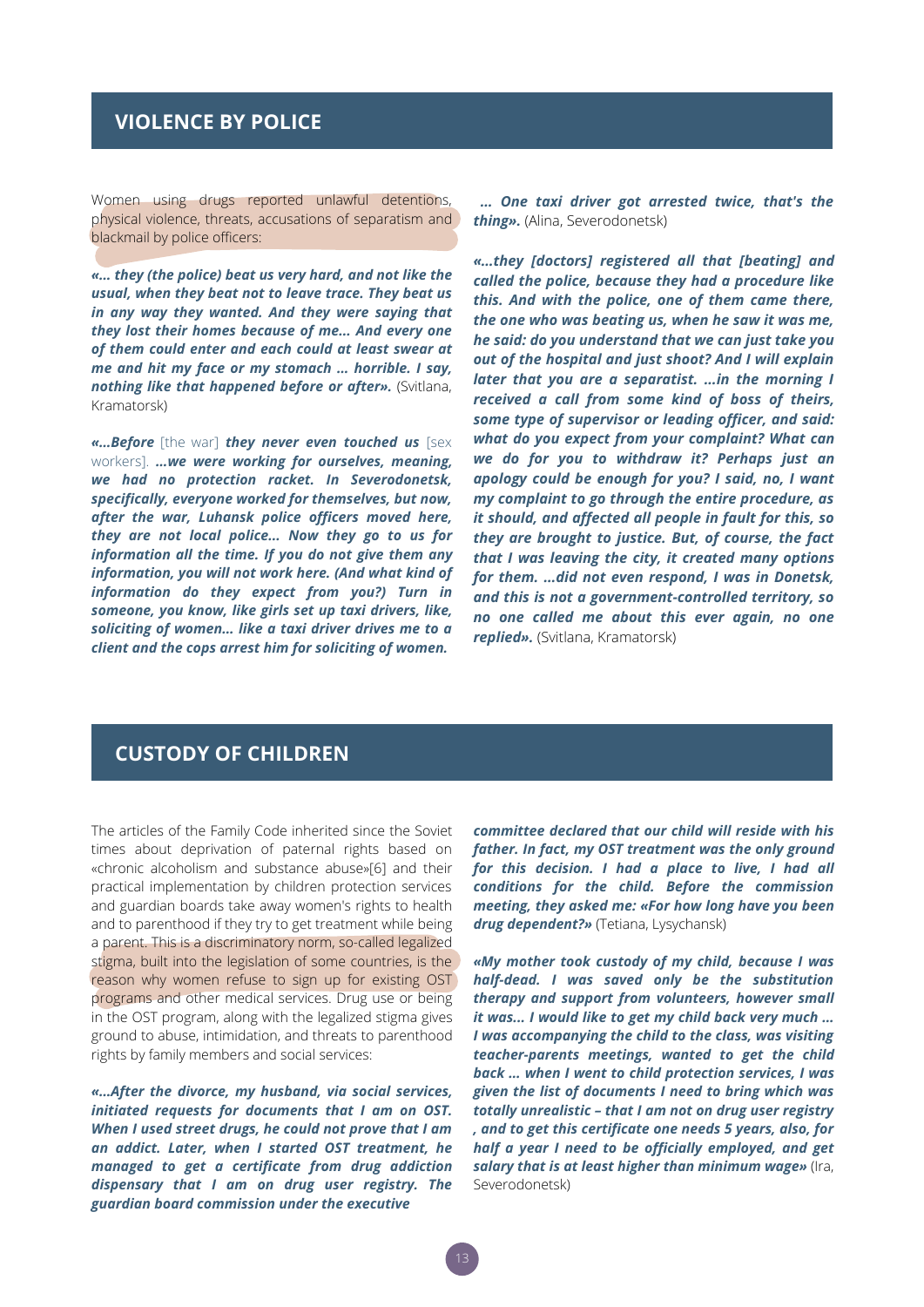## VIOLENCE BY POLICE

Women using drugs reported unlawful detentions, physical violence, threats, accusations of separatism and blackmail by police officers:

***«... they (the police) beat us very hard, and not like the usual, when they beat not to leave trace. They beat us in any way they wanted. And they were saying that they lost their homes because of me... And every one of them could enter and each could at least swear at me and hit my face or my stomach ... horrible. I say, nothing like that happened before or after».*** (Svitlana, Kramatorsk)

***«...Before*** [the war] ***they never even touched us*** [sex workers]. ***...we were working for ourselves, meaning, we had no protection racket. In Severodonetsk, specifically, everyone worked for themselves, but now, after the war, Luhansk police officers moved here, they are not local police... Now they go to us for information all the time. If you do not give them any information, you will not work here. (And what kind of information do they expect from you?) Turn in someone, you know, like girls set up taxi drivers, like, soliciting of women... like a taxi driver drives me to a client and the cops arrest him for soliciting of women. ... One taxi driver got arrested twice, that's the thing».*** (Alina, Severodonetsk)

***«...they [doctors] registered all that [beating] and called the police, because they had a procedure like this. And with the police, one of them came there, the one who was beating us, when he saw it was me, he said: do you understand that we can just take you out of the hospital and just shoot? And I will explain later that you are a separatist. ...in the morning I received a call from some kind of boss of theirs, some type of supervisor or leading officer, and said: what do you expect from your complaint? What can we do for you to withdraw it? Perhaps just an apology could be enough for you? I said, no, I want my complaint to go through the entire procedure, as it should, and affected all people in fault for this, so they are brought to justice. But, of course, the fact that I was leaving the city, it created many options for them. ...did not even respond, I was in Donetsk, and this is not a government-controlled territory, so no one called me about this ever again, no one replied».*** (Svitlana, Kramatorsk)

## CUSTODY OF CHILDREN

The articles of the Family Code inherited since the Soviet times about deprivation of paternal rights based on «chronic alcoholism and substance abuse»[6] and their practical implementation by children protection services and guardian boards take away women's rights to health and to parenthood if they try to get treatment while being a parent. This is a discriminatory norm, so-called legalized stigma, built into the legislation of some countries, is the reason why women refuse to sign up for existing OST programs and other medical services. Drug use or being in the OST program, along with the legalized stigma gives ground to abuse, intimidation, and threats to parenthood rights by family members and social services:

***«...After the divorce, my husband, via social services, initiated requests for documents that I am on OST. When I used street drugs, he could not prove that I am an addict. Later, when I started OST treatment, he managed to get a certificate from drug addiction dispensary that I am on drug user registry. The guardian board commission under the executive committee declared that our child will reside with his father. In fact, my OST treatment was the only ground for this decision. I had a place to live, I had all conditions for the child. Before the commission meeting, they asked me: «For how long have you been drug dependent?»*** (Tetiana, Lysychansk)

***«My mother took custody of my child, because I was half-dead. I was saved only be the substitution therapy and support from volunteers, however small it was... I would like to get my child back very much ... I was accompanying the child to the class, was visiting teacher-parents meetings, wanted to get the child back ... when I went to child protection services, I was given the list of documents I need to bring which was totally unrealistic – that I am not on drug user registry , and to get this certificate one needs 5 years, also, for half a year I need to be officially employed, and get salary that is at least higher than minimum wage»*** (Ira, Severodonetsk)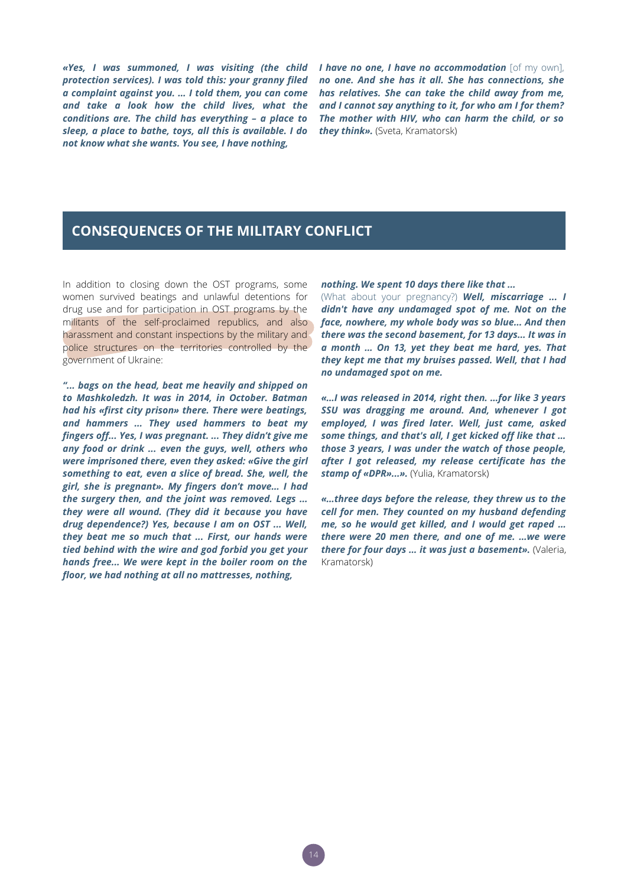***«Yes, I was summoned, I was visiting (the child protection services). I was told this: your granny filed a complaint against you. ... I told them, you can come and take a look how the child lives, what the conditions are. The child has everything – a place to sleep, a place to bathe, toys, all this is available. I do not know what she wants. You see, I have nothing, I have no one, I have no accommodation*** [of my own], ***no one. And she has it all. She has connections, she has relatives. She can take the child away from me, and I cannot say anything to it, for who am I for them? The mother with HIV, who can harm the child, or so they think».*** (Sveta, Kramatorsk)

## CONSEQUENCES OF THE MILITARY CONFLICT

In addition to closing down the OST programs, some women survived beatings and unlawful detentions for drug use and for participation in OST programs by the militants of the self-proclaimed republics, and also harassment and constant inspections by the military and police structures on the territories controlled by the government of Ukraine:

***"... bags on the head, beat me heavily and shipped on to Mashkoledzh. It was in 2014, in October. Batman had his «first city prison» there. There were beatings, and hammers ... They used hammers to beat my fingers off... Yes, I was pregnant. ... They didn't give me any food or drink ... even the guys, well, others who were imprisoned there, even they asked: «Give the girl something to eat, even a slice of bread. She, well, the girl, she is pregnant». My fingers don't move... I had the surgery then, and the joint was removed. Legs ... they were all wound. (They did it because you have drug dependence?) Yes, because I am on OST ... Well, they beat me so much that ... First, our hands were tied behind with the wire and god forbid you get your hands free... We were kept in the boiler room on the floor, we had nothing at all no mattresses, nothing, nothing. We spent 10 days there like that ...***
(What about your pregnancy?) ***Well, miscarriage ... I didn't have any undamaged spot of me. Not on the face, nowhere, my whole body was so blue... And then there was the second basement, for 13 days... It was in a month ... On 13, yet they beat me hard, yes. That they kept me that my bruises passed. Well, that I had no undamaged spot on me.***

***«...I was released in 2014, right then. ...for like 3 years SSU was dragging me around. And, whenever I got employed, I was fired later. Well, just came, asked some things, and that's all, I get kicked off like that ... those 3 years, I was under the watch of those people, after I got released, my release certificate has the stamp of «DPR»...».*** (Yulia, Kramatorsk)

***«...three days before the release, they threw us to the cell for men. They counted on my husband defending me, so he would get killed, and I would get raped ... there were 20 men there, and one of me. ...we were there for four days ... it was just a basement».*** (Valeria, Kramatorsk)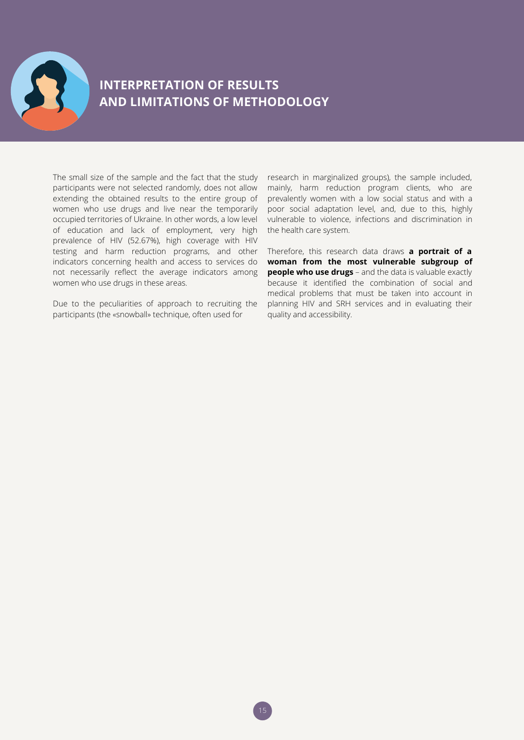# INTERPRETATION OF RESULTS AND LIMITATIONS OF METHODOLOGY

The small size of the sample and the fact that the study participants were not selected randomly, does not allow extending the obtained results to the entire group of women who use drugs and live near the temporarily occupied territories of Ukraine. In other words, a low level of education and lack of employment, very high prevalence of HIV (52.67%), high coverage with HIV testing and harm reduction programs, and other indicators concerning health and access to services do not necessarily reflect the average indicators among women who use drugs in these areas.

Due to the peculiarities of approach to recruiting the participants (the «snowball» technique, often used for research in marginalized groups), the sample included, mainly, harm reduction program clients, who are prevalently women with a low social status and with a poor social adaptation level, and, due to this, highly vulnerable to violence, infections and discrimination in the health care system.

Therefore, this research data draws **a portrait of a woman from the most vulnerable subgroup of people who use drugs** – and the data is valuable exactly because it identified the combination of social and medical problems that must be taken into account in planning HIV and SRH services and in evaluating their quality and accessibility.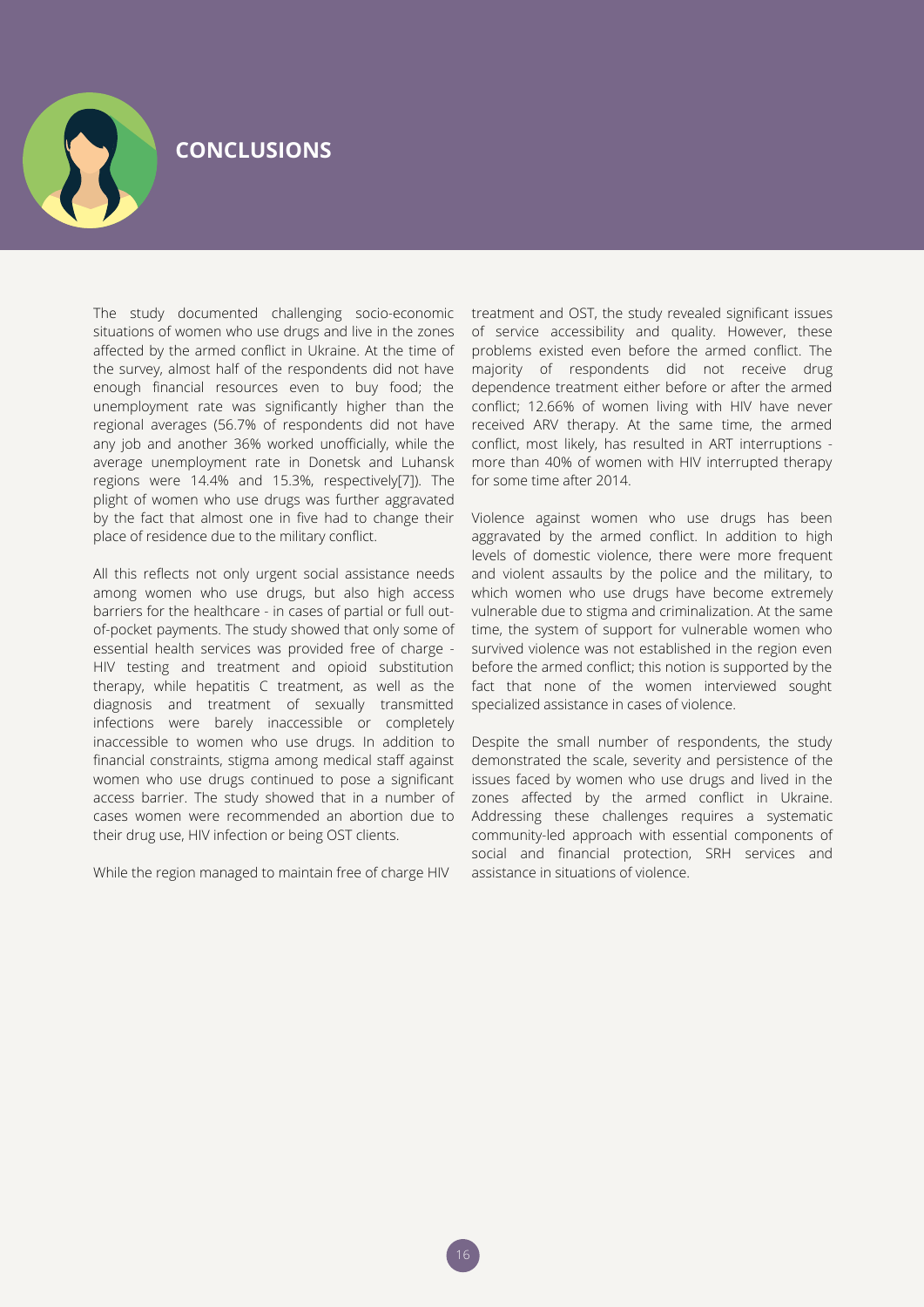# CONCLUSIONS

The study documented challenging socio-economic situations of women who use drugs and live in the zones affected by the armed conflict in Ukraine. At the time of the survey, almost half of the respondents did not have enough financial resources even to buy food; the unemployment rate was significantly higher than the regional averages (56.7% of respondents did not have any job and another 36% worked unofficially, while the average unemployment rate in Donetsk and Luhansk regions were 14.4% and 15.3%, respectively[7]). The plight of women who use drugs was further aggravated by the fact that almost one in five had to change their place of residence due to the military conflict.

All this reflects not only urgent social assistance needs among women who use drugs, but also high access barriers for the healthcare - in cases of partial or full out-of-pocket payments. The study showed that only some of essential health services was provided free of charge - HIV testing and treatment and opioid substitution therapy, while hepatitis C treatment, as well as the diagnosis and treatment of sexually transmitted infections were barely inaccessible or completely inaccessible to women who use drugs. In addition to financial constraints, stigma among medical staff against women who use drugs continued to pose a significant access barrier. The study showed that in a number of cases women were recommended an abortion due to their drug use, HIV infection or being OST clients.

While the region managed to maintain free of charge HIV treatment and OST, the study revealed significant issues of service accessibility and quality. However, these problems existed even before the armed conflict. The majority of respondents did not receive drug dependence treatment either before or after the armed conflict; 12.66% of women living with HIV have never received ARV therapy. At the same time, the armed conflict, most likely, has resulted in ART interruptions - more than 40% of women with HIV interrupted therapy for some time after 2014.

Violence against women who use drugs has been aggravated by the armed conflict. In addition to high levels of domestic violence, there were more frequent and violent assaults by the police and the military, to which women who use drugs have become extremely vulnerable due to stigma and criminalization. At the same time, the system of support for vulnerable women who survived violence was not established in the region even before the armed conflict; this notion is supported by the fact that none of the women interviewed sought specialized assistance in cases of violence.

Despite the small number of respondents, the study demonstrated the scale, severity and persistence of the issues faced by women who use drugs and lived in the zones affected by the armed conflict in Ukraine. Addressing these challenges requires a systematic community-led approach with essential components of social and financial protection, SRH services and assistance in situations of violence.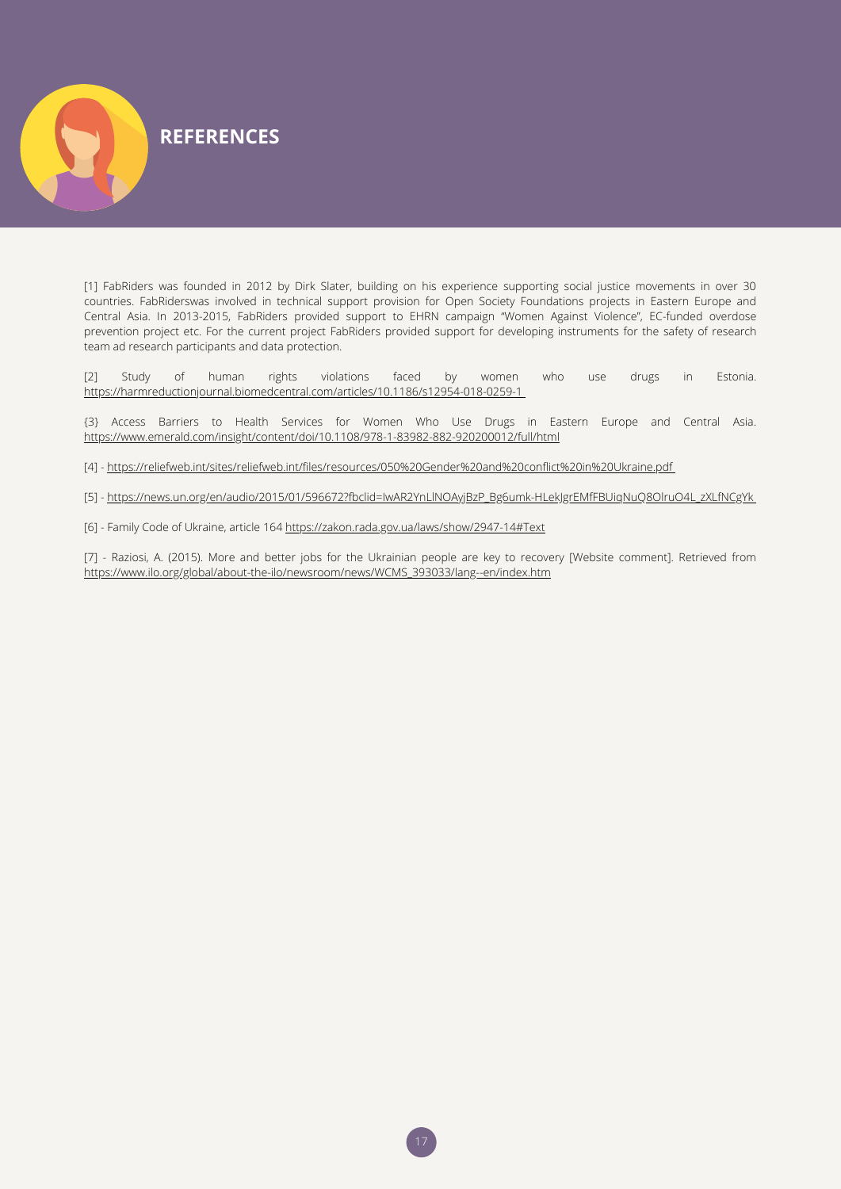# REFERENCES

[1] FabRiders was founded in 2012 by Dirk Slater, building on his experience supporting social justice movements in over 30 countries. FabRiderswas involved in technical support provision for Open Society Foundations projects in Eastern Europe and Central Asia. In 2013-2015, FabRiders provided support to EHRN campaign "Women Against Violence", EC-funded overdose prevention project etc. For the current project FabRiders provided support for developing instruments for the safety of research team ad research participants and data protection.

[2] Study of human rights violations faced by women who use drugs in Estonia. https://harmreductionjournal.biomedcentral.com/articles/10.1186/s12954-018-0259-1

{3} Access Barriers to Health Services for Women Who Use Drugs in Eastern Europe and Central Asia. https://www.emerald.com/insight/content/doi/10.1108/978-1-83982-882-920200012/full/html

[4] - https://reliefweb.int/sites/reliefweb.int/files/resources/050%20Gender%20and%20conflict%20in%20Ukraine.pdf

[5] - https://news.un.org/en/audio/2015/01/596672?fbclid=IwAR2YnLlNOAyjBzP_Bg6umk-HLekJgrEMfFBUiqNuQ8OlruO4L_zXLfNCgYk

[6] - Family Code of Ukraine, article 164 https://zakon.rada.gov.ua/laws/show/2947-14#Text

[7] - Raziosi, A. (2015). More and better jobs for the Ukrainian people are key to recovery [Website comment]. Retrieved from https://www.ilo.org/global/about-the-ilo/newsroom/news/WCMS_393033/lang--en/index.htm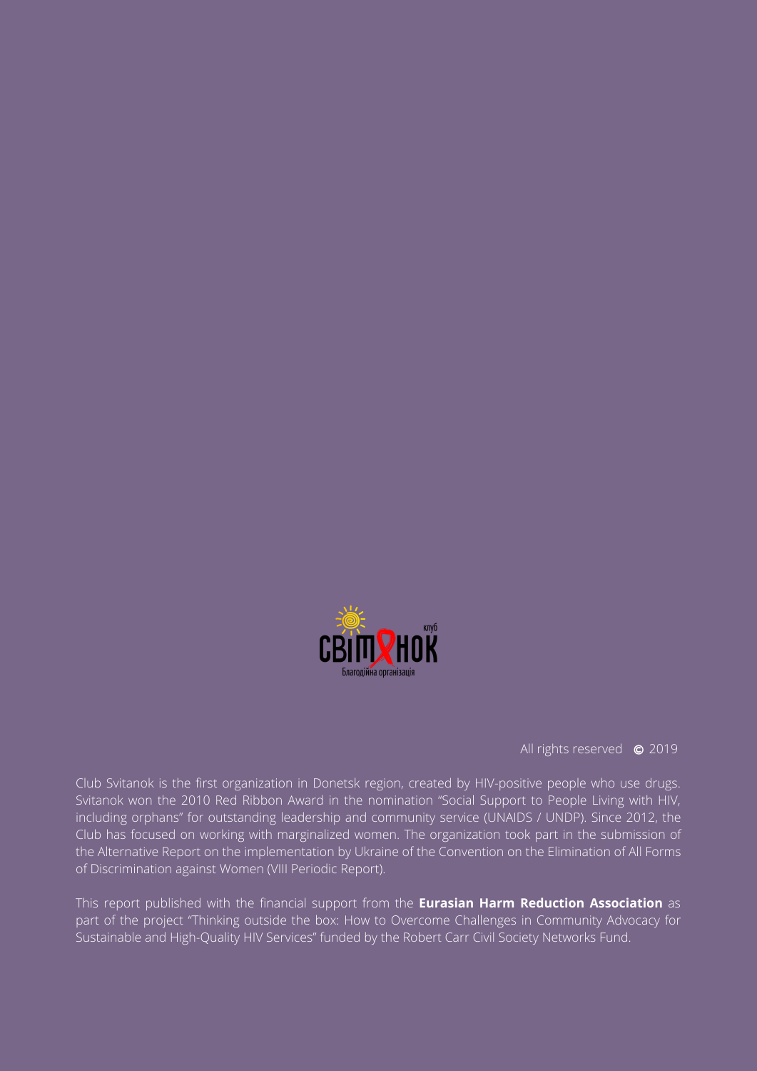All rights reserved © 2019

Club Svitanok is the first organization in Donetsk region, created by HIV-positive people who use drugs. Svitanok won the 2010 Red Ribbon Award in the nomination "Social Support to People Living with HIV, including orphans" for outstanding leadership and community service (UNAIDS / UNDP). Since 2012, the Club has focused on working with marginalized women. The organization took part in the submission of the Alternative Report on the implementation by Ukraine of the Convention on the Elimination of All Forms of Discrimination against Women (VIII Periodic Report).

This report published with the financial support from the **Eurasian Harm Reduction Association** as part of the project "Thinking outside the box: How to Overcome Challenges in Community Advocacy for Sustainable and High-Quality HIV Services" funded by the Robert Carr Civil Society Networks Fund.